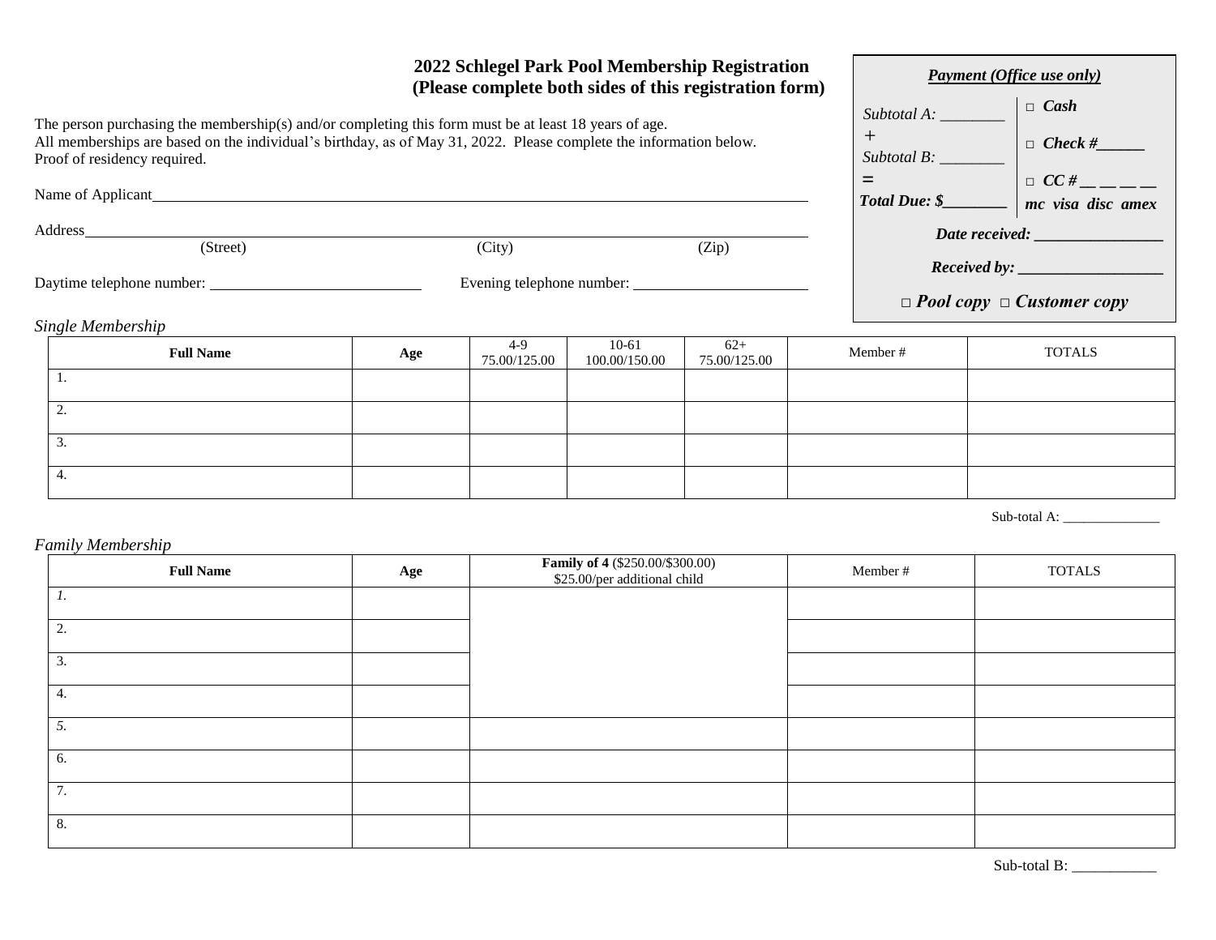## 2022 Schlegel Park Pool Membership Registration
### (Please complete both sides of this registration form)

**Payment (Office use only)**

Subtotal A: ________
+
Subtotal B: ________
=
**Total Due: $________**

□ **Cash**

□ **Check #______**

□ **CC # __ __ __ __**

**mc visa disc amex**

**Date received: ________________**

**Received by: __________________**

□ ***Pool copy*** □ ***Customer copy***

The person purchasing the membership(s) and/or completing this form must be at least 18 years of age.
All memberships are based on the individual's birthday, as of May 31, 2022. Please complete the information below.
Proof of residency required.

Name of Applicant________________________________________________________________________

Address__________________________________________________________________________________
(Street) (City) (Zip)

Daytime telephone number: ___________________________ Evening telephone number: ______________________

*Single Membership*

| Full Name | Age | 4-9 75.00/125.00 | 10-61 100.00/150.00 | 62+ 75.00/125.00 | Member # | TOTALS |
|---|---|---|---|---|---|---|
| 1. | | | | | | |
| 2. | | | | | | |
| 3. | | | | | | |
| 4. | | | | | | |

Sub-total A: ______________

*Family Membership*

| Full Name | Age | **Family of 4** ($250.00/$300.00) $25.00/per additional child | Member # | TOTALS |
|---|---|---|---|---|
| *1.* | | | | |
| 2. | | | | |
| 3. | | | | |
| 4. | | | | |
| *5.* | | | | |
| 6. | | | | |
| 7. | | | | |
| 8. | | | | |

Sub-total B: ___________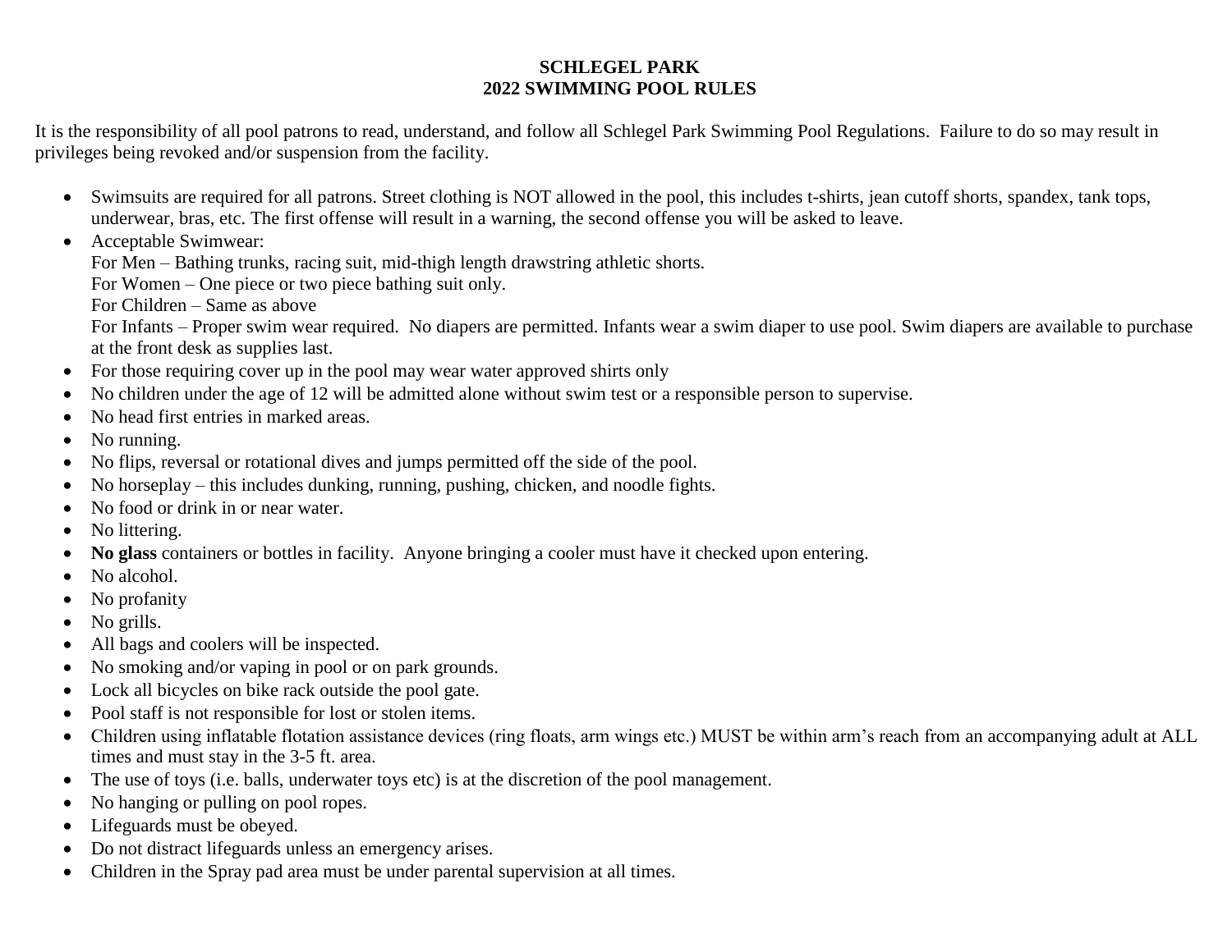# SCHLEGEL PARK
## 2022 SWIMMING POOL RULES

It is the responsibility of all pool patrons to read, understand, and follow all Schlegel Park Swimming Pool Regulations. Failure to do so may result in privileges being revoked and/or suspension from the facility.

- Swimsuits are required for all patrons. Street clothing is NOT allowed in the pool, this includes t-shirts, jean cutoff shorts, spandex, tank tops, underwear, bras, etc. The first offense will result in a warning, the second offense you will be asked to leave.
- Acceptable Swimwear:
  For Men – Bathing trunks, racing suit, mid-thigh length drawstring athletic shorts.
  For Women – One piece or two piece bathing suit only.
  For Children – Same as above
  For Infants – Proper swim wear required. No diapers are permitted. Infants wear a swim diaper to use pool. Swim diapers are available to purchase at the front desk as supplies last.
- For those requiring cover up in the pool may wear water approved shirts only
- No children under the age of 12 will be admitted alone without swim test or a responsible person to supervise.
- No head first entries in marked areas.
- No running.
- No flips, reversal or rotational dives and jumps permitted off the side of the pool.
- No horseplay – this includes dunking, running, pushing, chicken, and noodle fights.
- No food or drink in or near water.
- No littering.
- **No glass** containers or bottles in facility. Anyone bringing a cooler must have it checked upon entering.
- No alcohol.
- No profanity
- No grills.
- All bags and coolers will be inspected.
- No smoking and/or vaping in pool or on park grounds.
- Lock all bicycles on bike rack outside the pool gate.
- Pool staff is not responsible for lost or stolen items.
- Children using inflatable flotation assistance devices (ring floats, arm wings etc.) MUST be within arm's reach from an accompanying adult at ALL times and must stay in the 3-5 ft. area.
- The use of toys (i.e. balls, underwater toys etc) is at the discretion of the pool management.
- No hanging or pulling on pool ropes.
- Lifeguards must be obeyed.
- Do not distract lifeguards unless an emergency arises.
- Children in the Spray pad area must be under parental supervision at all times.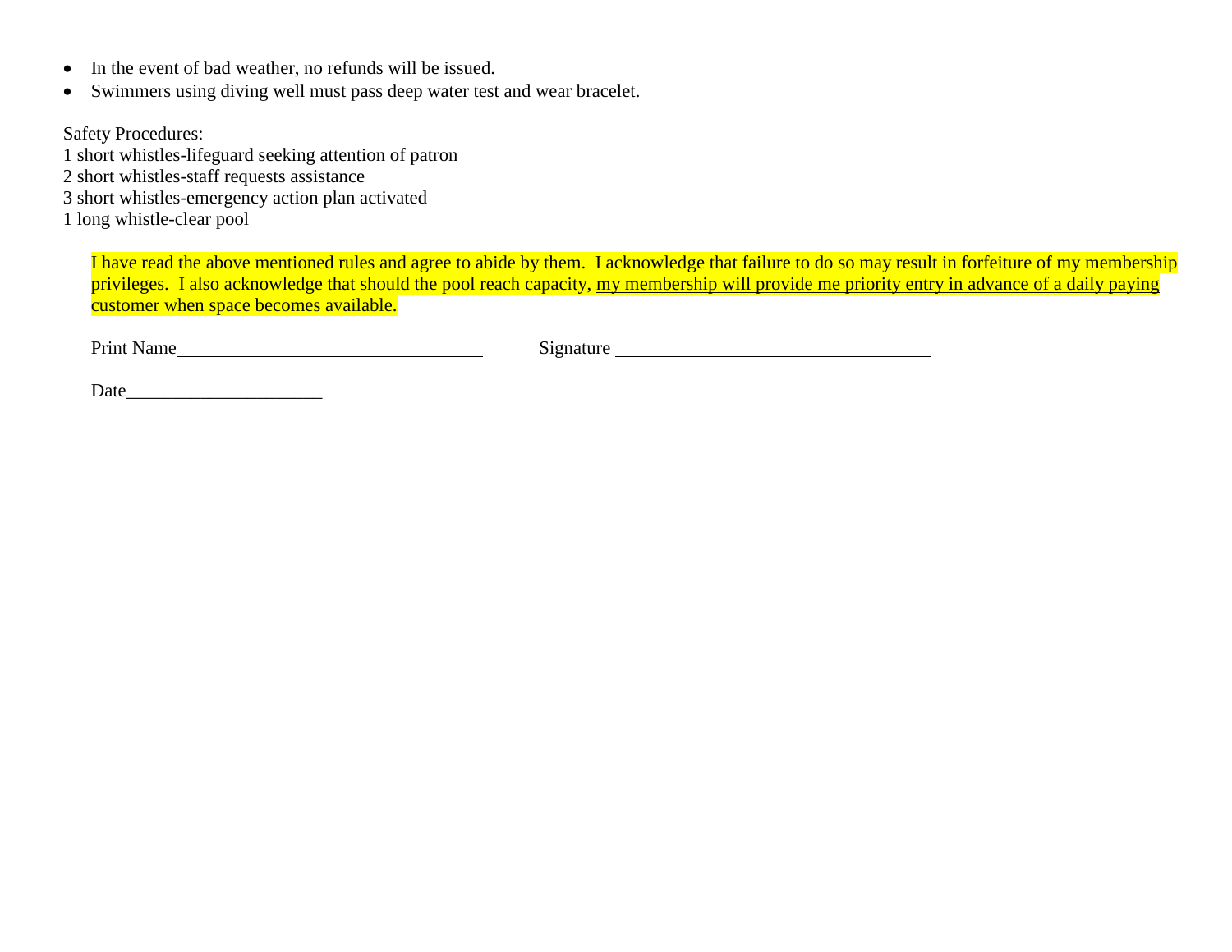- In the event of bad weather, no refunds will be issued.
- Swimmers using diving well must pass deep water test and wear bracelet.

Safety Procedures:
1 short whistles-lifeguard seeking attention of patron
2 short whistles-staff requests assistance
3 short whistles-emergency action plan activated
1 long whistle-clear pool

I have read the above mentioned rules and agree to abide by them. I acknowledge that failure to do so may result in forfeiture of my membership privileges. I also acknowledge that should the pool reach capacity, <u>my membership will provide me priority entry in advance of a daily paying customer when space becomes available.</u>

Print Name__________________________________ Signature __________________________________

Date_____________________